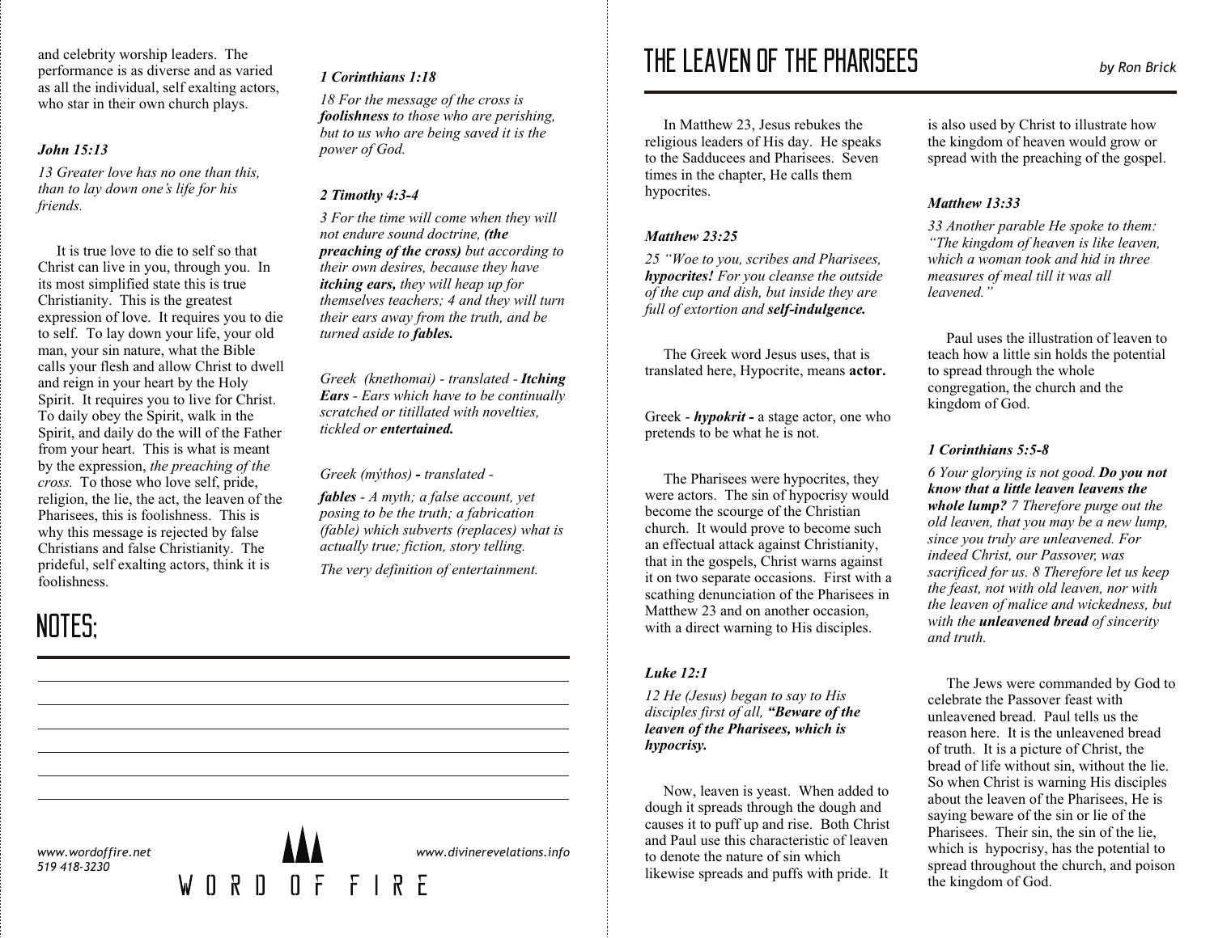and celebrity worship leaders. The performance is as diverse and as varied as all the individual, self exalting actors, who star in their own church plays.

***John 15:13***

*13 Greater love has no one than this, than to lay down one's life for his friends.*

It is true love to die to self so that Christ can live in you, through you. In its most simplified state this is true Christianity. This is the greatest expression of love. It requires you to die to self. To lay down your life, your old man, your sin nature, what the Bible calls your flesh and allow Christ to dwell and reign in your heart by the Holy Spirit. It requires you to live for Christ. To daily obey the Spirit, walk in the Spirit, and daily do the will of the Father from your heart. This is what is meant by the expression, *the preaching of the cross.* To those who love self, pride, religion, the lie, the act, the leaven of the Pharisees, this is foolishness. This is why this message is rejected by false Christians and false Christianity. The prideful, self exalting actors, think it is foolishness.

***1 Corinthians 1:18***

*18 For the message of the cross is **foolishness** to those who are perishing, but to us who are being saved it is the power of God.*

***2 Timothy 4:3-4***

*3 For the time will come when they will not endure sound doctrine, **(the preaching of the cross)** but according to their own desires, because they have **itching ears,** they will heap up for themselves teachers; 4 and they will turn their ears away from the truth, and be turned aside to **fables.***

*Greek (knethomai) - translated - **Itching Ears** - Ears which have to be continually scratched or titillated with novelties, tickled or **entertained.***

*Greek (mýthos) **-** translated -*

***fables** - A myth; a false account, yet posing to be the truth; a fabrication (fable) which subverts (replaces) what is actually true; fiction, story telling.*

*The very definition of entertainment.*

## NOTES:

www.wordoffire.net
519 418-3230

WORD OF FIRE

www.divinerevelations.info

# THE LEAVEN OF THE PHARISEES

*by Ron Brick*

In Matthew 23, Jesus rebukes the religious leaders of His day. He speaks to the Sadducees and Pharisees. Seven times in the chapter, He calls them hypocrites.

***Matthew 23:25***

*25 "Woe to you, scribes and Pharisees, **hypocrites!** For you cleanse the outside of the cup and dish, but inside they are full of extortion and **self-indulgence.***

The Greek word Jesus uses, that is translated here, Hypocrite, means **actor.**

Greek - ***hypokrit* -** a stage actor, one who pretends to be what he is not.

The Pharisees were hypocrites, they were actors. The sin of hypocrisy would become the scourge of the Christian church. It would prove to become such an effectual attack against Christianity, that in the gospels, Christ warns against it on two separate occasions. First with a scathing denunciation of the Pharisees in Matthew 23 and on another occasion, with a direct warning to His disciples.

***Luke 12:1***

*12 He (Jesus) began to say to His disciples first of all, **"Beware of the leaven of the Pharisees, which is hypocrisy.***

Now, leaven is yeast. When added to dough it spreads through the dough and causes it to puff up and rise. Both Christ and Paul use this characteristic of leaven to denote the nature of sin which likewise spreads and puffs with pride. It is also used by Christ to illustrate how the kingdom of heaven would grow or spread with the preaching of the gospel.

***Matthew 13:33***

*33 Another parable He spoke to them: "The kingdom of heaven is like leaven, which a woman took and hid in three measures of meal till it was all leavened."*

Paul uses the illustration of leaven to teach how a little sin holds the potential to spread through the whole congregation, the church and the kingdom of God.

***1 Corinthians 5:5-8***

*6 Your glorying is not good. **Do you not know that a little leaven leavens the whole lump?** 7 Therefore purge out the old leaven, that you may be a new lump, since you truly are unleavened. For indeed Christ, our Passover, was sacrificed for us. 8 Therefore let us keep the feast, not with old leaven, nor with the leaven of malice and wickedness, but with the **unleavened bread** of sincerity and truth.*

The Jews were commanded by God to celebrate the Passover feast with unleavened bread. Paul tells us the reason here. It is the unleavened bread of truth. It is a picture of Christ, the bread of life without sin, without the lie. So when Christ is warning His disciples about the leaven of the Pharisees, He is saying beware of the sin or lie of the Pharisees. Their sin, the sin of the lie, which is hypocrisy, has the potential to spread throughout the church, and poison the kingdom of God.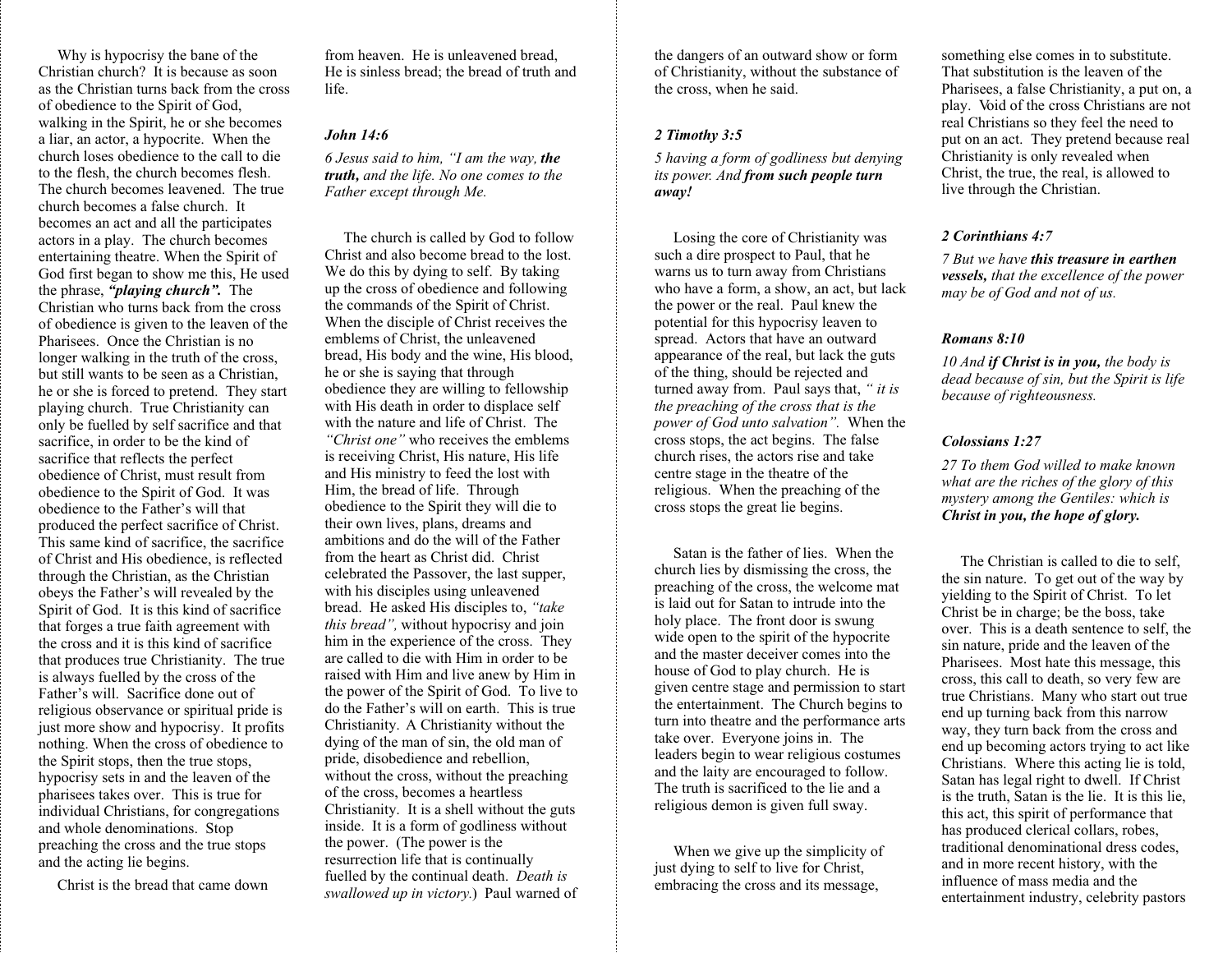Why is hypocrisy the bane of the Christian church? It is because as soon as the Christian turns back from the cross of obedience to the Spirit of God, walking in the Spirit, he or she becomes a liar, an actor, a hypocrite. When the church loses obedience to the call to die to the flesh, the church becomes flesh. The church becomes leavened. The true church becomes a false church. It becomes an act and all the participates actors in a play. The church becomes entertaining theatre. When the Spirit of God first began to show me this, He used the phrase, ***"playing church"***. The Christian who turns back from the cross of obedience is given to the leaven of the Pharisees. Once the Christian is no longer walking in the truth of the cross, but still wants to be seen as a Christian, he or she is forced to pretend. They start playing church. True Christianity can only be fuelled by self sacrifice and that sacrifice, in order to be the kind of sacrifice that reflects the perfect obedience of Christ, must result from obedience to the Spirit of God. It was obedience to the Father's will that produced the perfect sacrifice of Christ. This same kind of sacrifice, the sacrifice of Christ and His obedience, is reflected through the Christian, as the Christian obeys the Father's will revealed by the Spirit of God. It is this kind of sacrifice that forges a true faith agreement with the cross and it is this kind of sacrifice that produces true Christianity. The true is always fuelled by the cross of the Father's will. Sacrifice done out of religious observance or spiritual pride is just more show and hypocrisy. It profits nothing. When the cross of obedience to the Spirit stops, then the true stops, hypocrisy sets in and the leaven of the pharisees takes over. This is true for individual Christians, for congregations and whole denominations. Stop preaching the cross and the true stops and the acting lie begins.

Christ is the bread that came down from heaven. He is unleavened bread, He is sinless bread; the bread of truth and life.

***John 14:6***

*6 Jesus said to him, "I am the way,* ***the truth,*** *and the life. No one comes to the Father except through Me.*

The church is called by God to follow Christ and also become bread to the lost. We do this by dying to self. By taking up the cross of obedience and following the commands of the Spirit of Christ. When the disciple of Christ receives the emblems of Christ, the unleavened bread, His body and the wine, His blood, he or she is saying that through obedience they are willing to fellowship with His death in order to displace self with the nature and life of Christ. The *"Christ one"* who receives the emblems is receiving Christ, His nature, His life and His ministry to feed the lost with Him, the bread of life. Through obedience to the Spirit they will die to their own lives, plans, dreams and ambitions and do the will of the Father from the heart as Christ did. Christ celebrated the Passover, the last supper, with his disciples using unleavened bread. He asked His disciples to, *"take this bread",* without hypocrisy and join him in the experience of the cross. They are called to die with Him in order to be raised with Him and live anew by Him in the power of the Spirit of God. To live to do the Father's will on earth. This is true Christianity. A Christianity without the dying of the man of sin, the old man of pride, disobedience and rebellion, without the cross, without the preaching of the cross, becomes a heartless Christianity. It is a shell without the guts inside. It is a form of godliness without the power. (The power is the resurrection life that is continually fuelled by the continual death. *Death is swallowed up in victory.*) Paul warned of the dangers of an outward show or form of Christianity, without the substance of the cross, when he said.

***2 Timothy 3:5***

*5 having a form of godliness but denying its power. And* ***from such people turn away!***

Losing the core of Christianity was such a dire prospect to Paul, that he warns us to turn away from Christians who have a form, a show, an act, but lack the power or the real. Paul knew the potential for this hypocrisy leaven to spread. Actors that have an outward appearance of the real, but lack the guts of the thing, should be rejected and turned away from. Paul says that, *" it is the preaching of the cross that is the power of God unto salvation".* When the cross stops, the act begins. The false church rises, the actors rise and take centre stage in the theatre of the religious. When the preaching of the cross stops the great lie begins.

Satan is the father of lies. When the church lies by dismissing the cross, the preaching of the cross, the welcome mat is laid out for Satan to intrude into the holy place. The front door is swung wide open to the spirit of the hypocrite and the master deceiver comes into the house of God to play church. He is given centre stage and permission to start the entertainment. The Church begins to turn into theatre and the performance arts take over. Everyone joins in. The leaders begin to wear religious costumes and the laity are encouraged to follow. The truth is sacrificed to the lie and a religious demon is given full sway.

When we give up the simplicity of just dying to self to live for Christ, embracing the cross and its message, something else comes in to substitute. That substitution is the leaven of the Pharisees, a false Christianity, a put on, a play. Void of the cross Christians are not real Christians so they feel the need to put on an act. They pretend because real Christianity is only revealed when Christ, the true, the real, is allowed to live through the Christian.

***2 Corinthians 4:7***

*7 But we have* ***this treasure in earthen vessels,*** *that the excellence of the power may be of God and not of us.*

***Romans 8:10***

*10 And* ***if Christ is in you,*** *the body is dead because of sin, but the Spirit is life because of righteousness.*

***Colossians 1:27***

*27 To them God willed to make known what are the riches of the glory of this mystery among the Gentiles: which is* ***Christ in you, the hope of glory.***

The Christian is called to die to self, the sin nature. To get out of the way by yielding to the Spirit of Christ. To let Christ be in charge; be the boss, take over. This is a death sentence to self, the sin nature, pride and the leaven of the Pharisees. Most hate this message, this cross, this call to death, so very few are true Christians. Many who start out true end up turning back from this narrow way, they turn back from the cross and end up becoming actors trying to act like Christians. Where this acting lie is told, Satan has legal right to dwell. If Christ is the truth, Satan is the lie. It is this lie, this act, this spirit of performance that has produced clerical collars, robes, traditional denominational dress codes, and in more recent history, with the influence of mass media and the entertainment industry, celebrity pastors